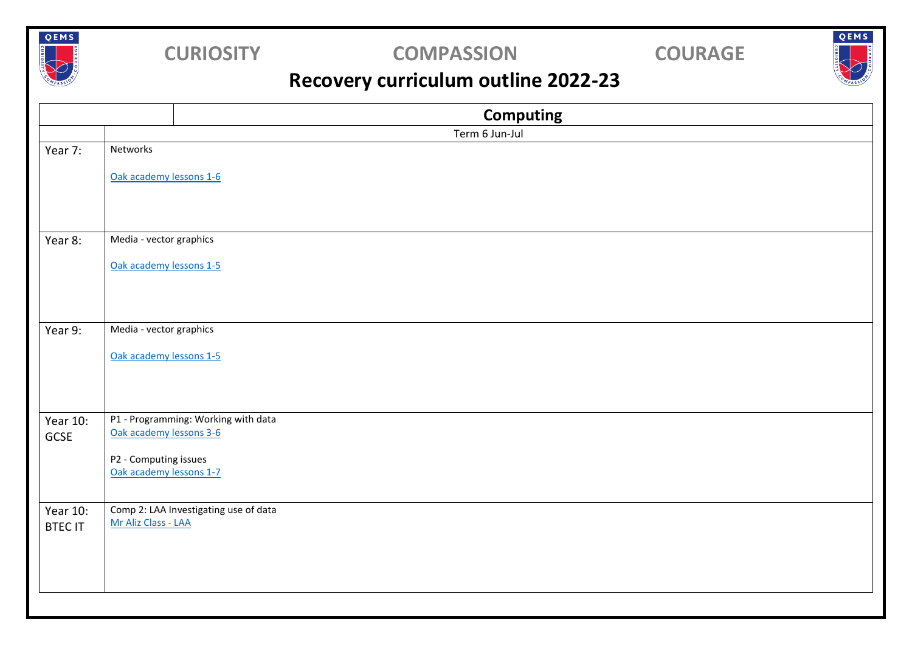CURIOSITY COMPASSION COURAGE

# Recovery curriculum outline 2022-23

| | Computing |
|---|---|
| | Term 6 Jun-Jul |
| Year 7: | Networks<br><br>Oak academy lessons 1-6 |
| Year 8: | Media - vector graphics<br><br>Oak academy lessons 1-5 |
| Year 9: | Media - vector graphics<br><br>Oak academy lessons 1-5 |
| Year 10: GCSE | P1 - Programming: Working with data<br>Oak academy lessons 3-6<br><br>P2 - Computing issues<br>Oak academy lessons 1-7 |
| Year 10: BTEC IT | Comp 2: LAA Investigating use of data<br>Mr Aliz Class - LAA |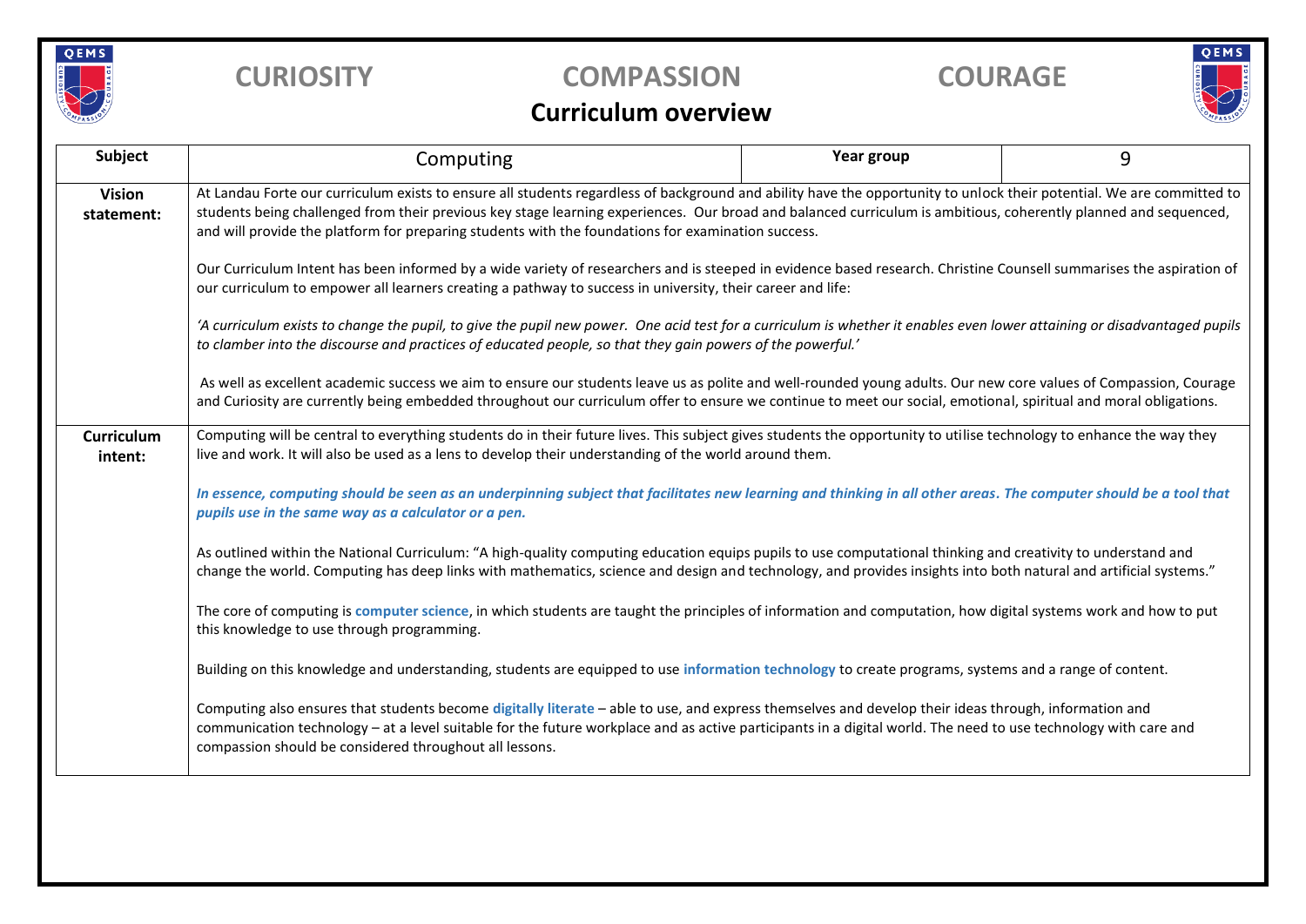**CURIOSITY** **COMPASSION** **COURAGE**

# Curriculum overview

| Subject | Computing | Year group | 9 |
|---|---|---|---|
| **Vision statement:** | At Landau Forte our curriculum exists to ensure all students regardless of background and ability have the opportunity to unlock their potential. We are committed to students being challenged from their previous key stage learning experiences. Our broad and balanced curriculum is ambitious, coherently planned and sequenced, and will provide the platform for preparing students with the foundations for examination success.<br><br>Our Curriculum Intent has been informed by a wide variety of researchers and is steeped in evidence based research. Christine Counsell summarises the aspiration of our curriculum to empower all learners creating a pathway to success in university, their career and life:<br><br>*'A curriculum exists to change the pupil, to give the pupil new power. One acid test for a curriculum is whether it enables even lower attaining or disadvantaged pupils to clamber into the discourse and practices of educated people, so that they gain powers of the powerful.'*<br><br>As well as excellent academic success we aim to ensure our students leave us as polite and well-rounded young adults. Our new core values of Compassion, Courage and Curiosity are currently being embedded throughout our curriculum offer to ensure we continue to meet our social, emotional, spiritual and moral obligations. | | |
| **Curriculum intent:** | Computing will be central to everything students do in their future lives. This subject gives students the opportunity to utilise technology to enhance the way they live and work. It will also be used as a lens to develop their understanding of the world around them.<br><br>***In essence, computing should be seen as an underpinning subject that facilitates new learning and thinking in all other areas. The computer should be a tool that pupils use in the same way as a calculator or a pen.***<br><br>As outlined within the National Curriculum: "A high-quality computing education equips pupils to use computational thinking and creativity to understand and change the world. Computing has deep links with mathematics, science and design and technology, and provides insights into both natural and artificial systems."<br><br>The core of computing is **computer science**, in which students are taught the principles of information and computation, how digital systems work and how to put this knowledge to use through programming.<br><br>Building on this knowledge and understanding, students are equipped to use **information technology** to create programs, systems and a range of content.<br><br>Computing also ensures that students become **digitally literate** – able to use, and express themselves and develop their ideas through, information and communication technology – at a level suitable for the future workplace and as active participants in a digital world. The need to use technology with care and compassion should be considered throughout all lessons. | | |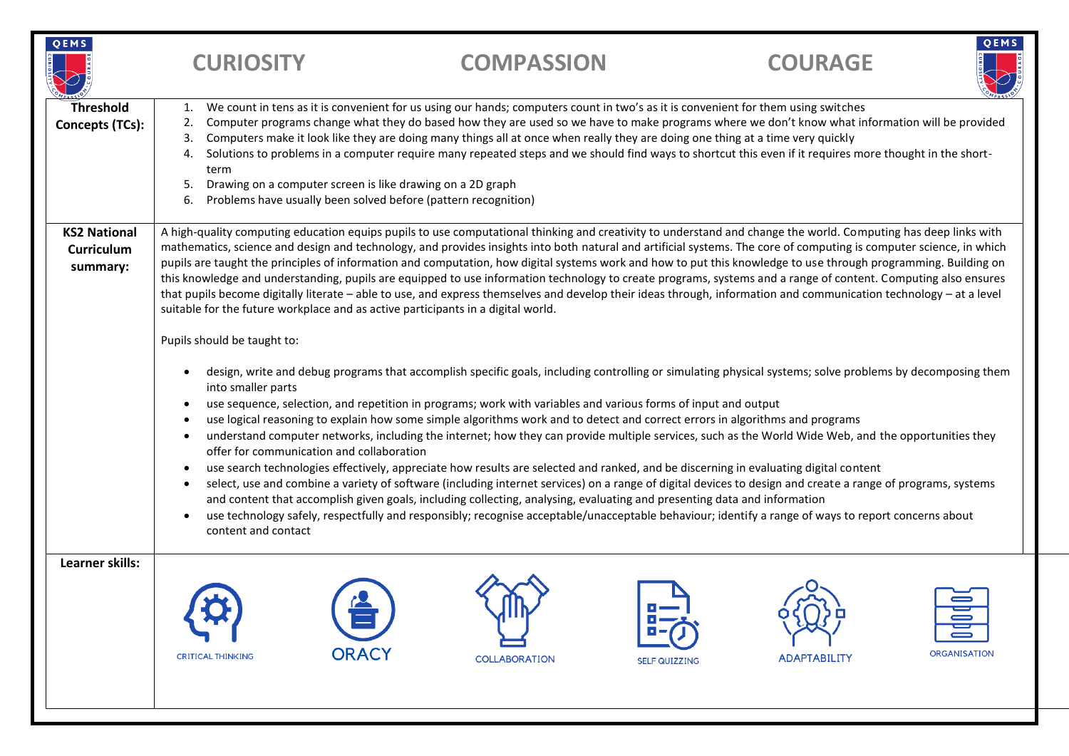## CURIOSITY | COMPASSION | COURAGE

| | |
|---|---|
| **Threshold Concepts (TCs):** | 1. We count in tens as it is convenient for us using our hands; computers count in two's as it is convenient for them using switches<br>2. Computer programs change what they do based how they are used so we have to make programs where we don't know what information will be provided<br>3. Computers make it look like they are doing many things all at once when really they are doing one thing at a time very quickly<br>4. Solutions to problems in a computer require many repeated steps and we should find ways to shortcut this even if it requires more thought in the short-term<br>5. Drawing on a computer screen is like drawing on a 2D graph<br>6. Problems have usually been solved before (pattern recognition) |
| **KS2 National Curriculum summary:** | A high-quality computing education equips pupils to use computational thinking and creativity to understand and change the world. Computing has deep links with mathematics, science and design and technology, and provides insights into both natural and artificial systems. The core of computing is computer science, in which pupils are taught the principles of information and computation, how digital systems work and how to put this knowledge to use through programming. Building on this knowledge and understanding, pupils are equipped to use information technology to create programs, systems and a range of content. Computing also ensures that pupils become digitally literate – able to use, and express themselves and develop their ideas through, information and communication technology – at a level suitable for the future workplace and as active participants in a digital world.<br><br>Pupils should be taught to:<br><br>• design, write and debug programs that accomplish specific goals, including controlling or simulating physical systems; solve problems by decomposing them into smaller parts<br>• use sequence, selection, and repetition in programs; work with variables and various forms of input and output<br>• use logical reasoning to explain how some simple algorithms work and to detect and correct errors in algorithms and programs<br>• understand computer networks, including the internet; how they can provide multiple services, such as the World Wide Web, and the opportunities they offer for communication and collaboration<br>• use search technologies effectively, appreciate how results are selected and ranked, and be discerning in evaluating digital content<br>• select, use and combine a variety of software (including internet services) on a range of digital devices to design and create a range of programs, systems and content that accomplish given goals, including collecting, analysing, evaluating and presenting data and information<br>• use technology safely, respectfully and responsibly; recognise acceptable/unacceptable behaviour; identify a range of ways to report concerns about content and contact |
| **Learner skills:** | CRITICAL THINKING, ORACY, COLLABORATION, SELF QUIZZING, ADAPTABILITY, ORGANISATION |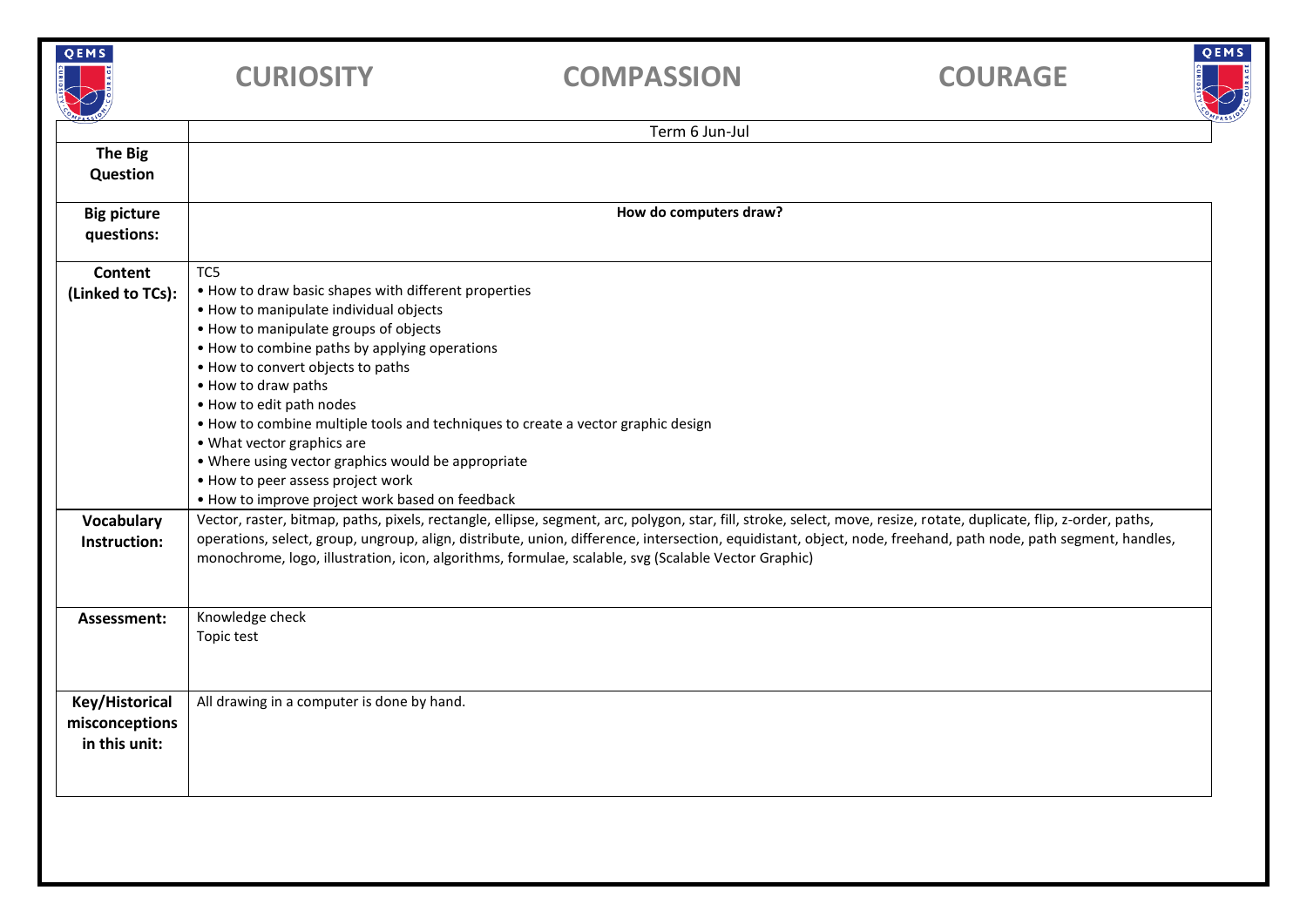**CURIOSITY** **COMPASSION** **COURAGE**

| | Term 6 Jun-Jul |
|---|---|
| **The Big Question** | |
| **Big picture questions:** | **How do computers draw?** |
| **Content (Linked to TCs):** | TC5<br>• How to draw basic shapes with different properties<br>• How to manipulate individual objects<br>• How to manipulate groups of objects<br>• How to combine paths by applying operations<br>• How to convert objects to paths<br>• How to draw paths<br>• How to edit path nodes<br>• How to combine multiple tools and techniques to create a vector graphic design<br>• What vector graphics are<br>• Where using vector graphics would be appropriate<br>• How to peer assess project work<br>• How to improve project work based on feedback |
| **Vocabulary Instruction:** | Vector, raster, bitmap, paths, pixels, rectangle, ellipse, segment, arc, polygon, star, fill, stroke, select, move, resize, rotate, duplicate, flip, z-order, paths, operations, select, group, ungroup, align, distribute, union, difference, intersection, equidistant, object, node, freehand, path node, path segment, handles, monochrome, logo, illustration, icon, algorithms, formulae, scalable, svg (Scalable Vector Graphic) |
| **Assessment:** | Knowledge check<br>Topic test |
| **Key/Historical misconceptions in this unit:** | All drawing in a computer is done by hand. |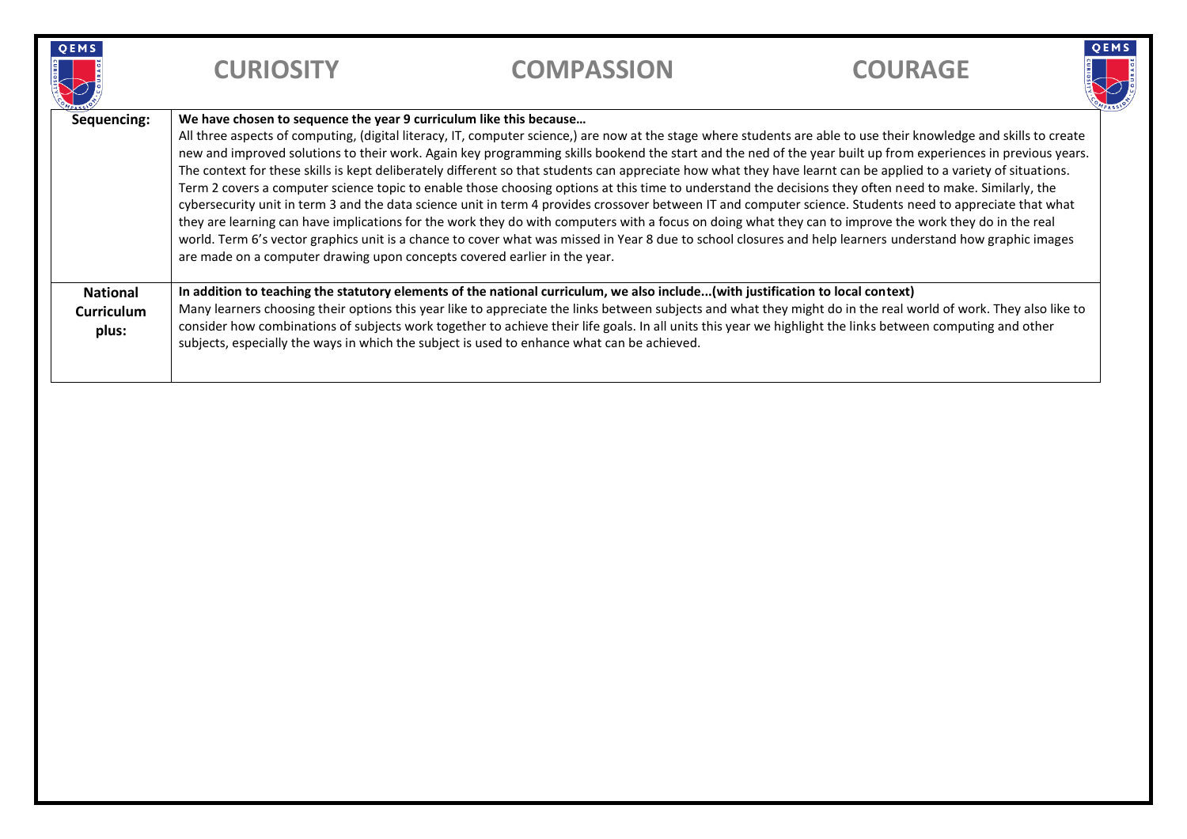**CURIOSITY** **COMPASSION** **COURAGE**

| | |
|---|---|
| **Sequencing:** | **We have chosen to sequence the year 9 curriculum like this because…** All three aspects of computing, (digital literacy, IT, computer science,) are now at the stage where students are able to use their knowledge and skills to create new and improved solutions to their work. Again key programming skills bookend the start and the ned of the year built up from experiences in previous years. The context for these skills is kept deliberately different so that students can appreciate how what they have learnt can be applied to a variety of situations. Term 2 covers a computer science topic to enable those choosing options at this time to understand the decisions they often need to make. Similarly, the cybersecurity unit in term 3 and the data science unit in term 4 provides crossover between IT and computer science. Students need to appreciate that what they are learning can have implications for the work they do with computers with a focus on doing what they can to improve the work they do in the real world. Term 6's vector graphics unit is a chance to cover what was missed in Year 8 due to school closures and help learners understand how graphic images are made on a computer drawing upon concepts covered earlier in the year. |
| **National Curriculum plus:** | **In addition to teaching the statutory elements of the national curriculum, we also include...(with justification to local context)** Many learners choosing their options this year like to appreciate the links between subjects and what they might do in the real world of work. They also like to consider how combinations of subjects work together to achieve their life goals. In all units this year we highlight the links between computing and other subjects, especially the ways in which the subject is used to enhance what can be achieved. |